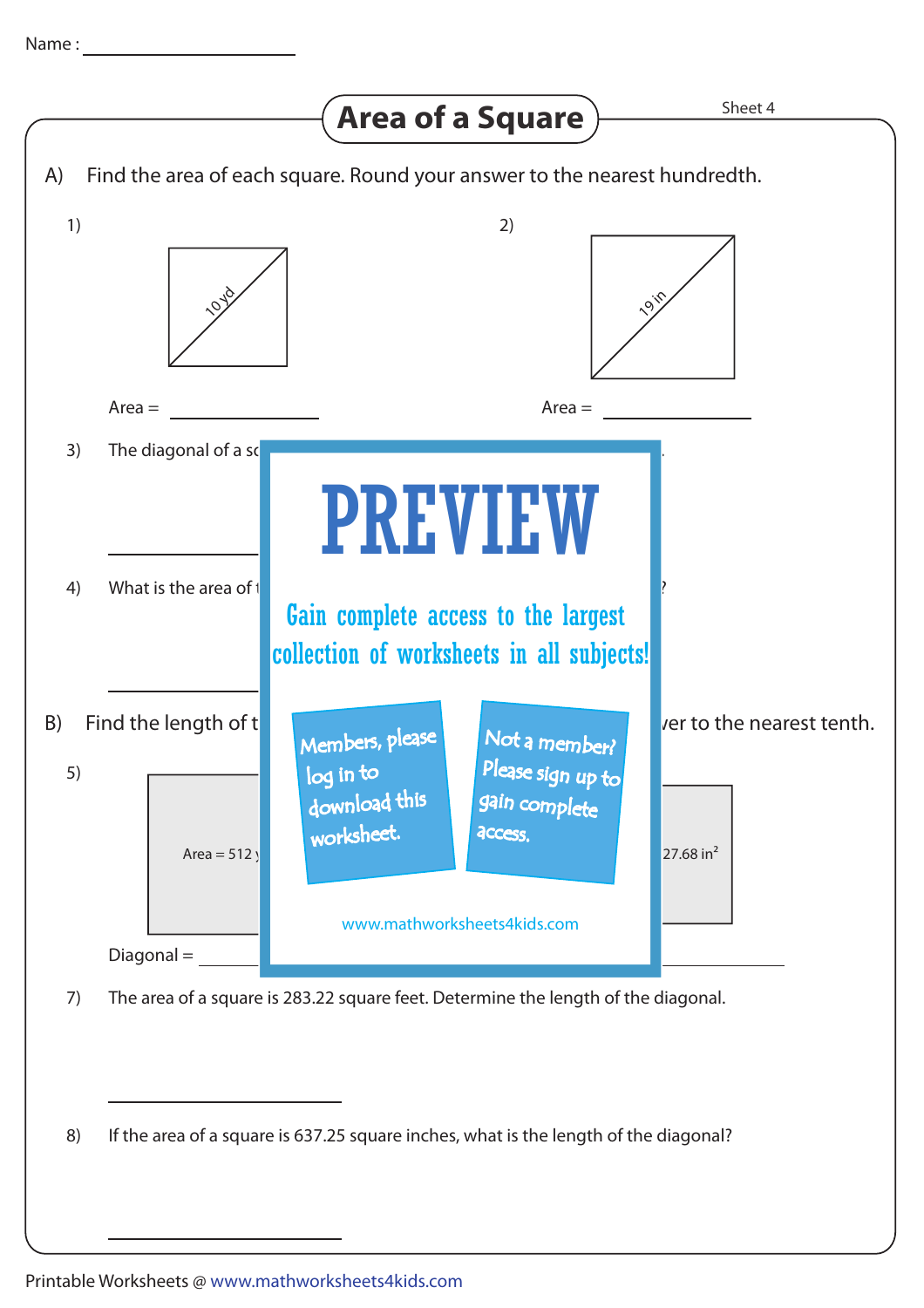Name : ____________________

# Area of a Square

Sheet 4

A) Find the area of each square. Round your answer to the nearest hundredth.

1) 

10 yd

Area = ______________

2) 

19 in

Area = ______________

3) The diagonal of a sc

______________

4) What is the area of t ?

______________

B) Find the length of t ver to the nearest tenth.

5) 

Area = 512 y

Diagonal = ______________

27.68 in²

PREVIEW

Gain complete access to the largest collection of worksheets in all subjects!

Members, please log in to download this worksheet.

Not a member? Please sign up to gain complete access.

www.mathworksheets4kids.com

7) The area of a square is 283.22 square feet. Determine the length of the diagonal.

______________

8) If the area of a square is 637.25 square inches, what is the length of the diagonal?

______________

Printable Worksheets @ www.mathworksheets4kids.com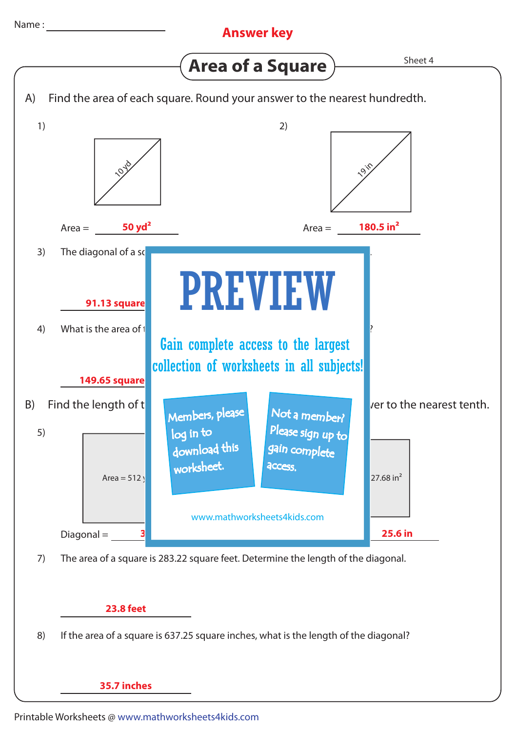Name : ______________________

**Answer key**

# Area of a Square

Sheet 4

A) Find the area of each square. Round your answer to the nearest hundredth.

1)

10 yd

Area = **50 yd²**

2)

19 in

Area = **180.5 in²**

3) The diagonal of a sq

**91.13 square**

4) What is the area of t ?

**149.65 square**

B) Find the length of t ver to the nearest tenth.

5)

Area = 512 y

Diagonal = **3**

27.68 in²

**25.6 in**

PREVIEW

Gain complete access to the largest collection of worksheets in all subjects!

Members, please log in to download this worksheet.

Not a member? Please sign up to gain complete access.

www.mathworksheets4kids.com

7) The area of a square is 283.22 square feet. Determine the length of the diagonal.

**23.8 feet**

8) If the area of a square is 637.25 square inches, what is the length of the diagonal?

**35.7 inches**

Printable Worksheets @ www.mathworksheets4kids.com